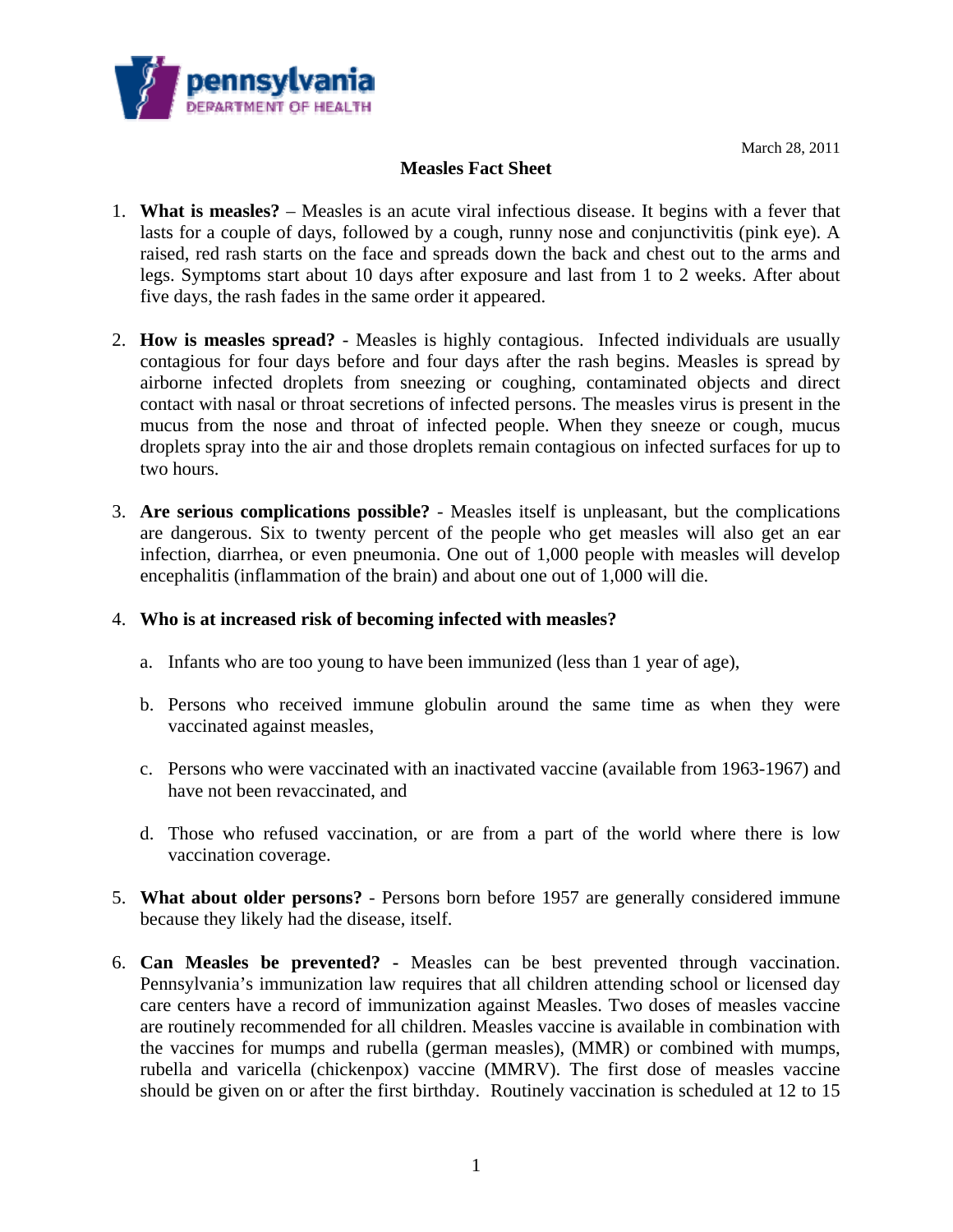pennsylvania
DEPARTMENT OF HEALTH

March 28, 2011

# Measles Fact Sheet

1. **What is measles?** – Measles is an acute viral infectious disease. It begins with a fever that lasts for a couple of days, followed by a cough, runny nose and conjunctivitis (pink eye). A raised, red rash starts on the face and spreads down the back and chest out to the arms and legs. Symptoms start about 10 days after exposure and last from 1 to 2 weeks. After about five days, the rash fades in the same order it appeared.

2. **How is measles spread?** - Measles is highly contagious. Infected individuals are usually contagious for four days before and four days after the rash begins. Measles is spread by airborne infected droplets from sneezing or coughing, contaminated objects and direct contact with nasal or throat secretions of infected persons. The measles virus is present in the mucus from the nose and throat of infected people. When they sneeze or cough, mucus droplets spray into the air and those droplets remain contagious on infected surfaces for up to two hours.

3. **Are serious complications possible?** - Measles itself is unpleasant, but the complications are dangerous. Six to twenty percent of the people who get measles will also get an ear infection, diarrhea, or even pneumonia. One out of 1,000 people with measles will develop encephalitis (inflammation of the brain) and about one out of 1,000 will die.

4. **Who is at increased risk of becoming infected with measles?**

   a. Infants who are too young to have been immunized (less than 1 year of age),

   b. Persons who received immune globulin around the same time as when they were vaccinated against measles,

   c. Persons who were vaccinated with an inactivated vaccine (available from 1963-1967) and have not been revaccinated, and

   d. Those who refused vaccination, or are from a part of the world where there is low vaccination coverage.

5. **What about older persons?** - Persons born before 1957 are generally considered immune because they likely had the disease, itself.

6. **Can Measles be prevented? -** Measles can be best prevented through vaccination. Pennsylvania's immunization law requires that all children attending school or licensed day care centers have a record of immunization against Measles. Two doses of measles vaccine are routinely recommended for all children. Measles vaccine is available in combination with the vaccines for mumps and rubella (german measles), (MMR) or combined with mumps, rubella and varicella (chickenpox) vaccine (MMRV). The first dose of measles vaccine should be given on or after the first birthday. Routinely vaccination is scheduled at 12 to 15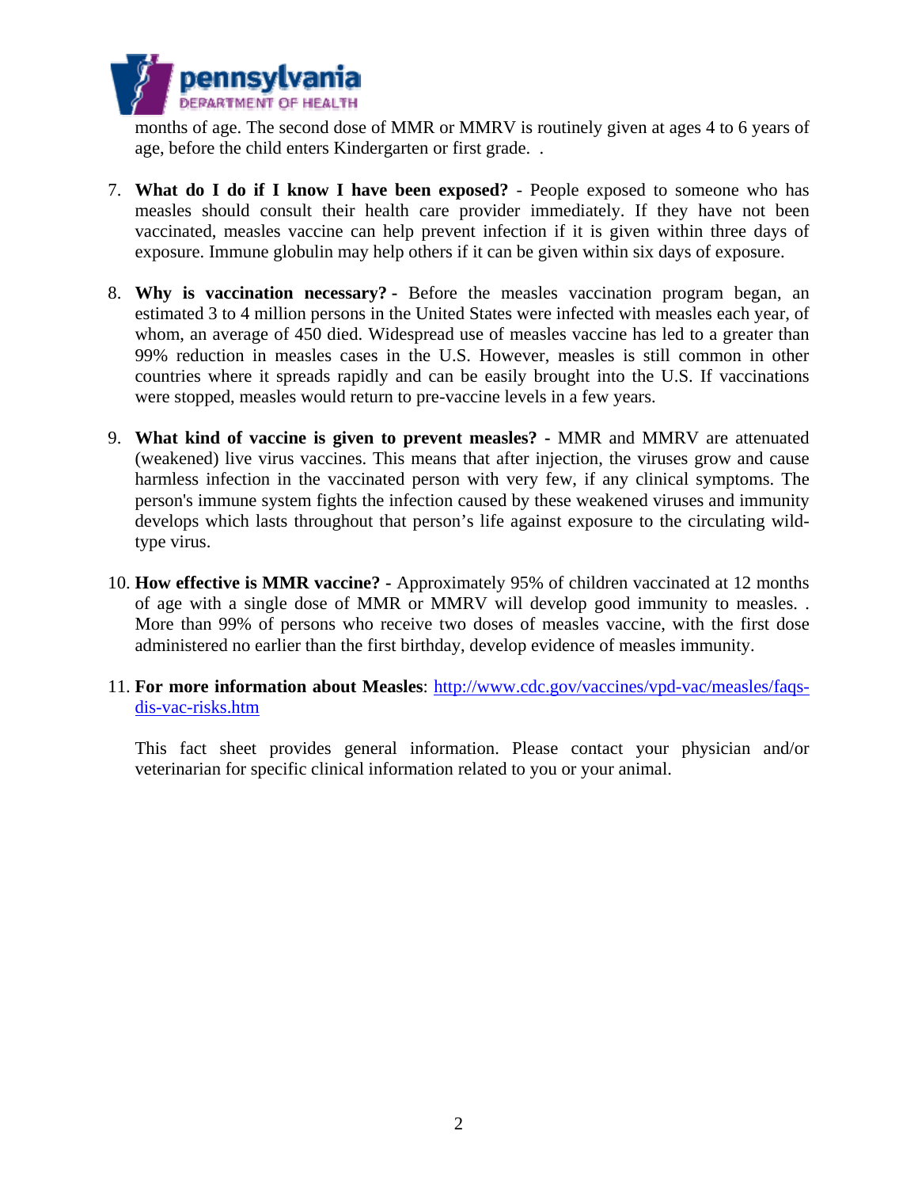months of age. The second dose of MMR or MMRV is routinely given at ages 4 to 6 years of age, before the child enters Kindergarten or first grade. .

7. **What do I do if I know I have been exposed?** - People exposed to someone who has measles should consult their health care provider immediately. If they have not been vaccinated, measles vaccine can help prevent infection if it is given within three days of exposure. Immune globulin may help others if it can be given within six days of exposure.

8. **Why is vaccination necessary? -** Before the measles vaccination program began, an estimated 3 to 4 million persons in the United States were infected with measles each year, of whom, an average of 450 died. Widespread use of measles vaccine has led to a greater than 99% reduction in measles cases in the U.S. However, measles is still common in other countries where it spreads rapidly and can be easily brought into the U.S. If vaccinations were stopped, measles would return to pre-vaccine levels in a few years.

9. **What kind of vaccine is given to prevent measles? -** MMR and MMRV are attenuated (weakened) live virus vaccines. This means that after injection, the viruses grow and cause harmless infection in the vaccinated person with very few, if any clinical symptoms. The person's immune system fights the infection caused by these weakened viruses and immunity develops which lasts throughout that person's life against exposure to the circulating wild-type virus.

10. **How effective is MMR vaccine? -** Approximately 95% of children vaccinated at 12 months of age with a single dose of MMR or MMRV will develop good immunity to measles. . More than 99% of persons who receive two doses of measles vaccine, with the first dose administered no earlier than the first birthday, develop evidence of measles immunity.

11. **For more information about Measles**: [http://www.cdc.gov/vaccines/vpd-vac/measles/faqs-dis-vac-risks.htm](http://www.cdc.gov/vaccines/vpd-vac/measles/faqs-dis-vac-risks.htm)

This fact sheet provides general information. Please contact your physician and/or veterinarian for specific clinical information related to you or your animal.